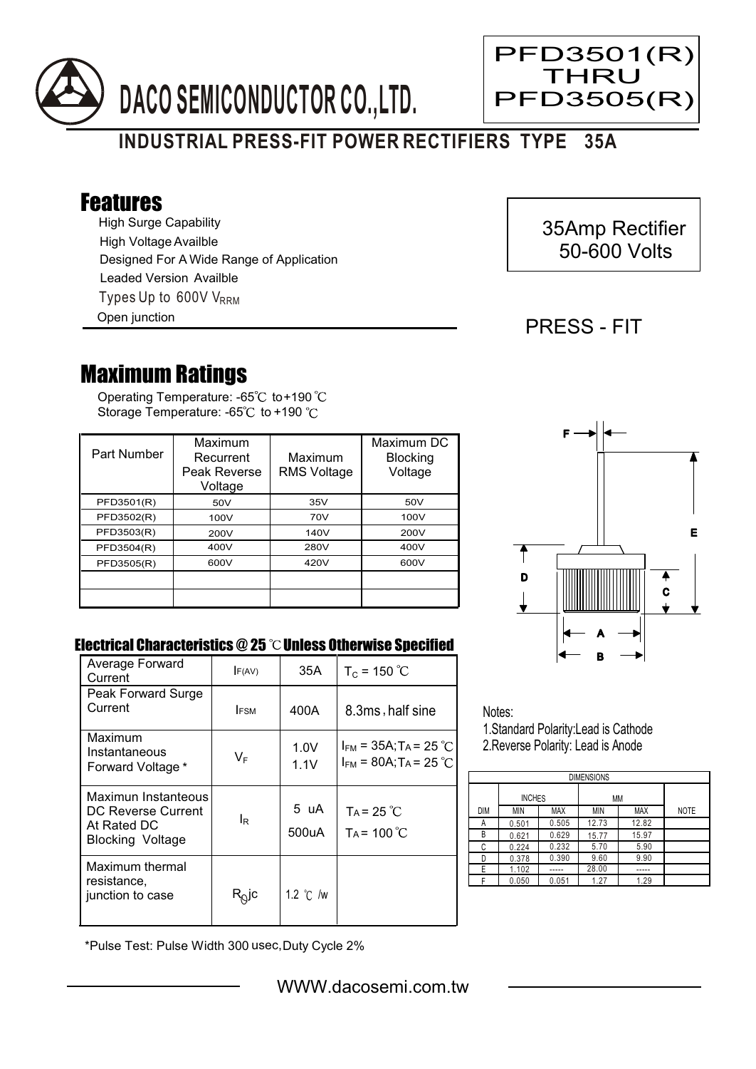# DACO SEMICONDUCTOR CO.,LTD.

**PFD3501(R) THRU PFD3505(R)**

## INDUSTRIAL PRESS-FIT POWER RECTIFIERS TYPE 35A

## Features

- High Surge Capability
- High Voltage Availble
- Designed For A Wide Range of Application
- Leaded Version Availble
- Types Up to 600V $V_{RRM}$
- Open junction

35Amp Rectifier
50-600 Volts

PRESS - FIT

## Maximum Ratings

Operating Temperature: -65℃ to+190 ℃
Storage Temperature: -65℃ to +190 ℃

| Part Number | Maximum Recurrent Peak Reverse Voltage | Maximum RMS Voltage | Maximum DC Blocking Voltage |
|---|---|---|---|
| PFD3501(R) | 50V | 35V | 50V |
| PFD3502(R) | 100V | 70V | 100V |
| PFD3503(R) | 200V | 140V | 200V |
| PFD3504(R) | 400V | 280V | 400V |
| PFD3505(R) | 600V | 420V | 600V |
| | | | |
| | | | |

### Electrical Characteristics @ 25 ℃ Unless Otherwise Specified

| | | | |
|---|---|---|---|
| Average Forward Current | $I_{F(AV)}$ | 35A | $T_C$ = 150 ℃ |
| Peak Forward Surge Current | $I_{FSM}$ | 400A | 8.3ms , half sine |
| Maximum Instantaneous Forward Voltage * | $V_F$ | 1.0V<br>1.1V | $I_{FM}$ = 35A; $T_A$ = 25 ℃<br>$I_{FM}$ = 80A; $T_A$ = 25 ℃ |
| Maximun Instanteous DC Reverse Current At Rated DC Blocking Voltage | $I_R$ | 5 uA<br>500uA | $T_A$ = 25 ℃<br>$T_A$ = 100 ℃ |
| Maximum thermal resistance, junction to case | $R_{\theta}jc$ | 1.2 ℃ /w | |

*Pulse Test: Pulse Width 300 usec,Duty Cycle 2%

Notes:
1.Standard Polarity:Lead is Cathode
2.Reverse Polarity: Lead is Anode

| DIMENSIONS | | | | | |
|---|---|---|---|---|---|
| | INCHES | | MM | | |
| DIM | MIN | MAX | MIN | MAX | NOTE |
| A | 0.501 | 0.505 | 12.73 | 12.82 | |
| B | 0.621 | 0.629 | 15.77 | 15.97 | |
| C | 0.224 | 0.232 | 5.70 | 5.90 | |
| D | 0.378 | 0.390 | 9.60 | 9.90 | |
| E | 1.102 | ----- | 28.00 | ----- | |
| F | 0.050 | 0.051 | 1.27 | 1.29 | |

WWW.dacosemi.com.tw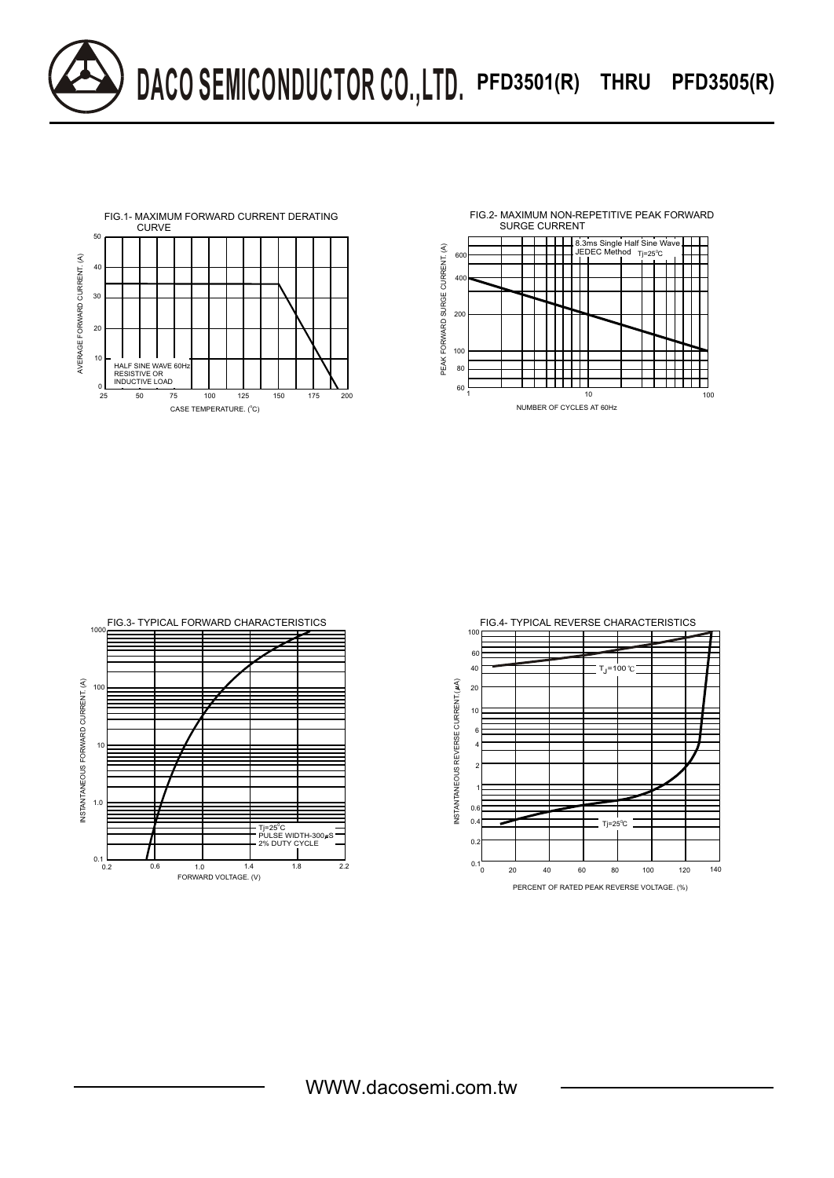FIG.1- MAXIMUM FORWARD CURRENT DERATING CURVE

AVERAGE FORWARD CURRENT. (A)

50
40
30
20
10
0

25 50 75 100 125 150 175 200

HALF SINE WAVE 60Hz
RESISTIVE OR
INDUCTIVE LOAD

CASE TEMPERATURE. (°C)

FIG.2- MAXIMUM NON-REPETITIVE PEAK FORWARD SURGE CURRENT

PEAK FORWARD SURGE CURRENT. (A)

600
400
200
100
80
60

1 10 100

8.3ms Single Half Sine Wave
JEDEC Method Tj=25°C

NUMBER OF CYCLES AT 60Hz

FIG.3- TYPICAL FORWARD CHARACTERISTICS

INSTANTANEOUS FORWARD CURRENT. (A)

1000
100
10
1.0
0.1

0.2 0.6 1.0 1.4 1.8 2.2

Tj=25°C
PULSE WIDTH-300μS
2% DUTY CYCLE

FORWARD VOLTAGE. (V)

FIG.4- TYPICAL REVERSE CHARACTERISTICS

INSTANTANEOUS REVERSE CURRENT.(μA)

100
60
40
20
10
6
4
2
1
0.6
0.4
0.2
0.1

0 20 40 60 80 100 120 140

$T_J$=100°C

Tj=25°C

PERCENT OF RATED PEAK REVERSE VOLTAGE. (%)

WWW.dacosemi.com.tw